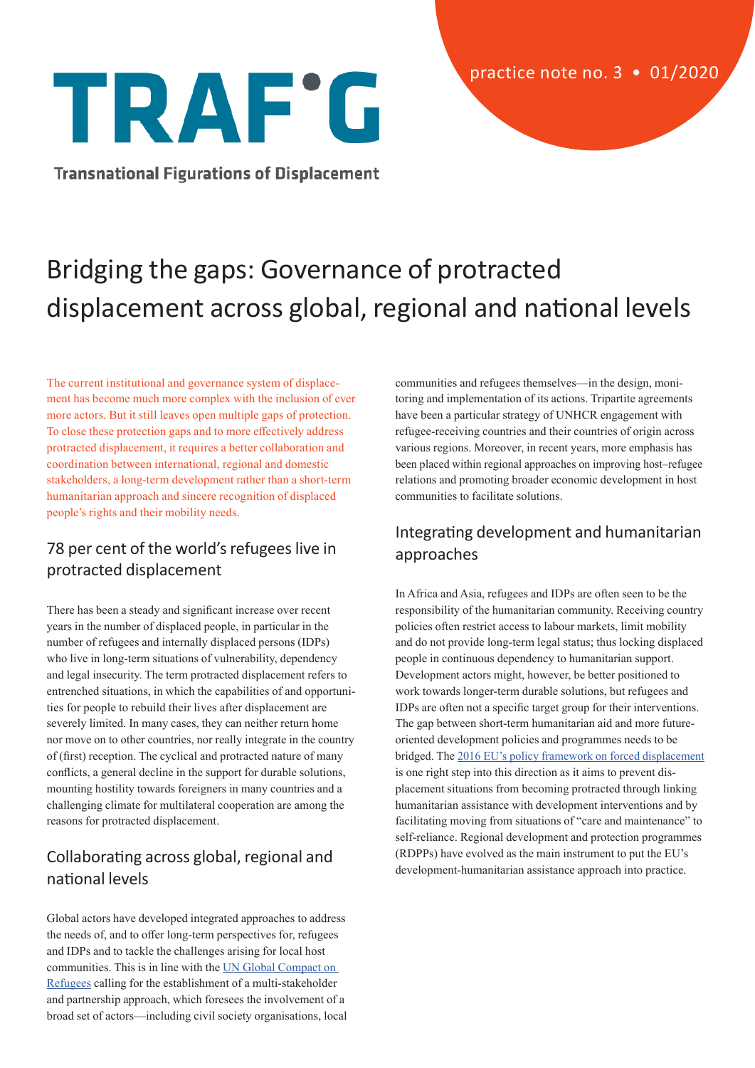# TRAF'G

**Transnational Figurations of Displacement**

practice note no. 3 • 01/2020

# Bridging the gaps: Governance of protracted displacement across global, regional and national levels

The current institutional and governance system of displacement has become much more complex with the inclusion of ever more actors. But it still leaves open multiple gaps of protection. To close these protection gaps and to more effectively address protracted displacement, it requires a better collaboration and coordination between international, regional and domestic stakeholders, a long-term development rather than a short-term humanitarian approach and sincere recognition of displaced people's rights and their mobility needs.

## 78 per cent of the world's refugees live in protracted displacement

There has been a steady and significant increase over recent years in the number of displaced people, in particular in the number of refugees and internally displaced persons (IDPs) who live in long-term situations of vulnerability, dependency and legal insecurity. The term protracted displacement refers to entrenched situations, in which the capabilities of and opportunities for people to rebuild their lives after displacement are severely limited. In many cases, they can neither return home nor move on to other countries, nor really integrate in the country of (first) reception. The cyclical and protracted nature of many conflicts, a general decline in the support for durable solutions, mounting hostility towards foreigners in many countries and a challenging climate for multilateral cooperation are among the reasons for protracted displacement.

## Collaborating across global, regional and national levels

Global actors have developed integrated approaches to address the needs of, and to offer long-term perspectives for, refugees and IDPs and to tackle the challenges arising for local host communities. This is in line with the UN Global Compact on Refugees calling for the establishment of a multi-stakeholder and partnership approach, which foresees the involvement of a broad set of actors—including civil society organisations, local communities and refugees themselves—in the design, monitoring and implementation of its actions. Tripartite agreements have been a particular strategy of UNHCR engagement with refugee-receiving countries and their countries of origin across various regions. Moreover, in recent years, more emphasis has been placed within regional approaches on improving host–refugee relations and promoting broader economic development in host communities to facilitate solutions.

## Integrating development and humanitarian approaches

In Africa and Asia, refugees and IDPs are often seen to be the responsibility of the humanitarian community. Receiving country policies often restrict access to labour markets, limit mobility and do not provide long-term legal status; thus locking displaced people in continuous dependency to humanitarian support. Development actors might, however, be better positioned to work towards longer-term durable solutions, but refugees and IDPs are often not a specific target group for their interventions. The gap between short-term humanitarian aid and more future-oriented development policies and programmes needs to be bridged. The 2016 EU's policy framework on forced displacement is one right step into this direction as it aims to prevent displacement situations from becoming protracted through linking humanitarian assistance with development interventions and by facilitating moving from situations of "care and maintenance" to self-reliance. Regional development and protection programmes (RDPPs) have evolved as the main instrument to put the EU's development-humanitarian assistance approach into practice.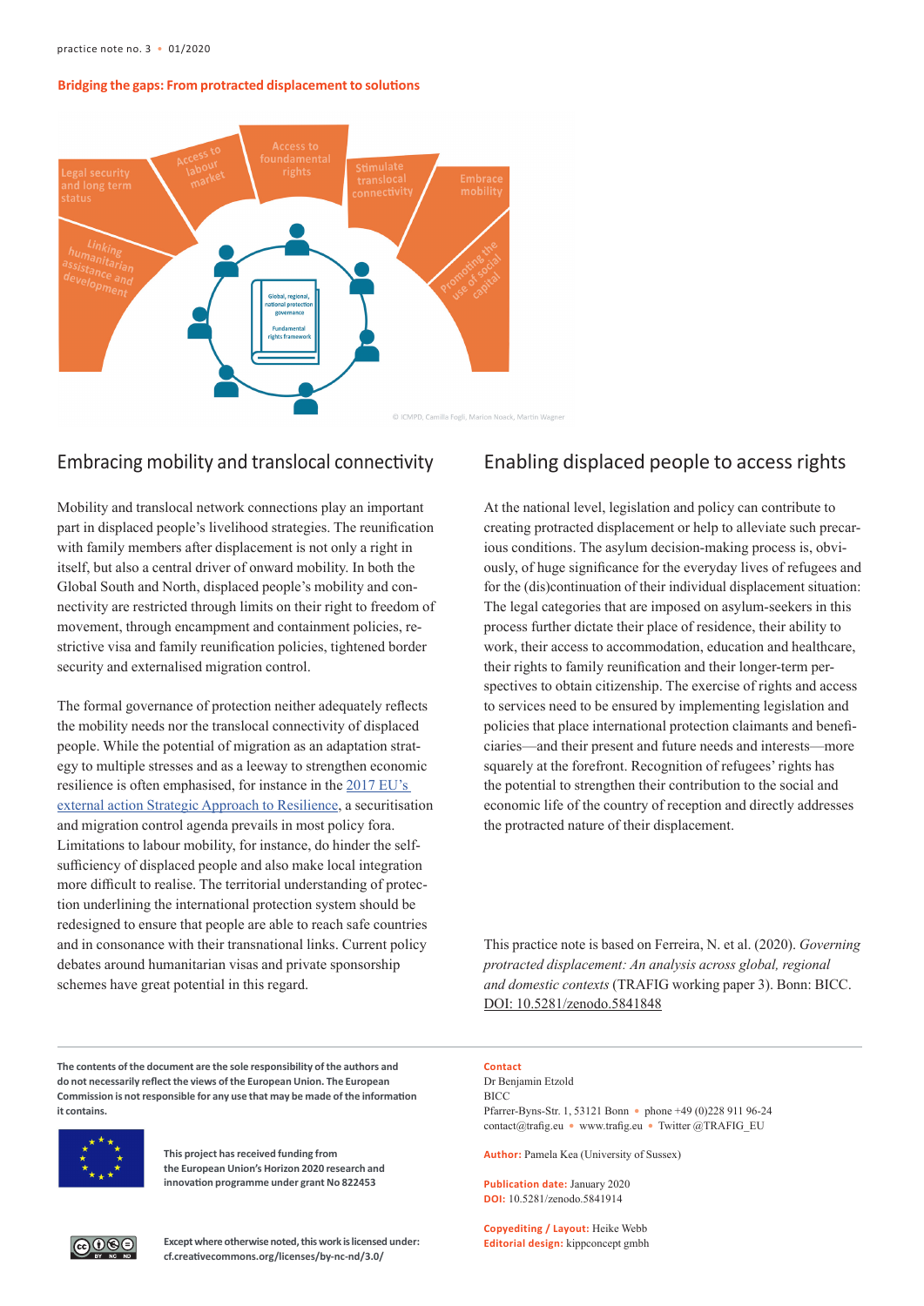## Bridging the gaps: From protracted displacement to solutions

Legal security and long term status

Access to labour market

Access to foundamental rights

Stimulate translocal connectivity

Embrace mobility

Linking humanitarian assistance and development

Promoting the use of social capital

Global, regional, national protection governance

Fundamental rights framework

© ICMPD, Camilla Fogli, Marion Noack, Martin Wagner

## Embracing mobility and translocal connectivity

Mobility and translocal network connections play an important part in displaced people's livelihood strategies. The reunification with family members after displacement is not only a right in itself, but also a central driver of onward mobility. In both the Global South and North, displaced people's mobility and connectivity are restricted through limits on their right to freedom of movement, through encampment and containment policies, restrictive visa and family reunification policies, tightened border security and externalised migration control.

The formal governance of protection neither adequately reflects the mobility needs nor the translocal connectivity of displaced people. While the potential of migration as an adaptation strategy to multiple stresses and as a leeway to strengthen economic resilience is often emphasised, for instance in the 2017 EU's external action Strategic Approach to Resilience, a securitisation and migration control agenda prevails in most policy fora. Limitations to labour mobility, for instance, do hinder the self-sufficiency of displaced people and also make local integration more difficult to realise. The territorial understanding of protection underlining the international protection system should be redesigned to ensure that people are able to reach safe countries and in consonance with their transnational links. Current policy debates around humanitarian visas and private sponsorship schemes have great potential in this regard.

## Enabling displaced people to access rights

At the national level, legislation and policy can contribute to creating protracted displacement or help to alleviate such precarious conditions. The asylum decision-making process is, obviously, of huge significance for the everyday lives of refugees and for the (dis)continuation of their individual displacement situation: The legal categories that are imposed on asylum-seekers in this process further dictate their place of residence, their ability to work, their access to accommodation, education and healthcare, their rights to family reunification and their longer-term perspectives to obtain citizenship. The exercise of rights and access to services need to be ensured by implementing legislation and policies that place international protection claimants and beneficiaries—and their present and future needs and interests—more squarely at the forefront. Recognition of refugees' rights has the potential to strengthen their contribution to the social and economic life of the country of reception and directly addresses the protracted nature of their displacement.

This practice note is based on Ferreira, N. et al. (2020). *Governing protracted displacement: An analysis across global, regional and domestic contexts* (TRAFIG working paper 3). Bonn: BICC. DOI: 10.5281/zenodo.5841848

---

**The contents of the document are the sole responsibility of the authors and do not necessarily reflect the views of the European Union. The European Commission is not responsible for any use that may be made of the information it contains.**

**This project has received funding from the European Union's Horizon 2020 research and innovation programme under grant No 822453**

**Except where otherwise noted, this work is licensed under: cf.creativecommons.org/licenses/by-nc-nd/3.0/**

**Contact**
Dr Benjamin Etzold
BICC
Pfarrer-Byns-Str. 1, 53121 Bonn • phone +49 (0)228 911 96-24
contact@trafig.eu • www.trafig.eu • Twitter @TRAFIG_EU

**Author:** Pamela Kea (University of Sussex)

**Publication date:** January 2020
**DOI:** 10.5281/zenodo.5841914

**Copyediting / Layout:** Heike Webb
**Editorial design:** kippconcept gmbh